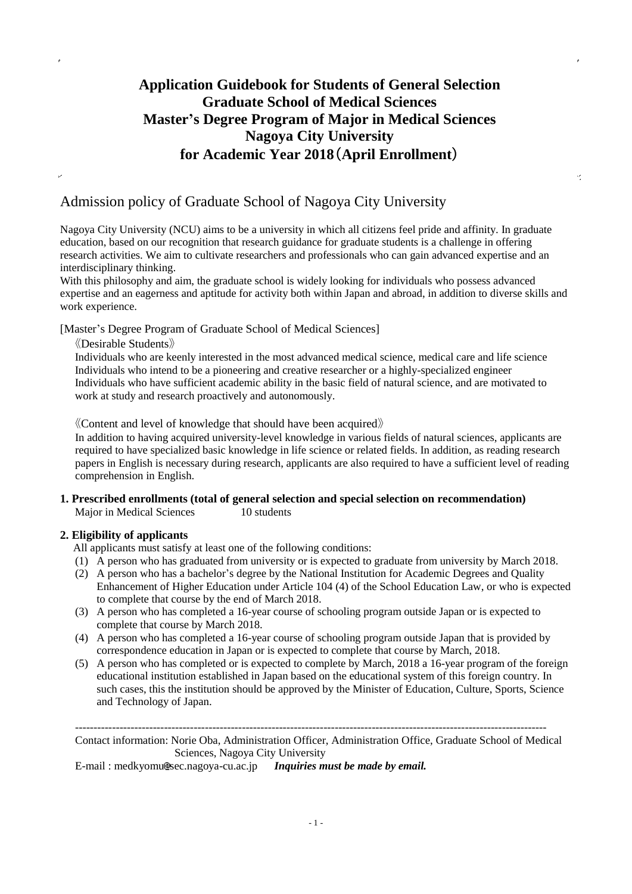# Application Guidebook for Students of General Selection
# Graduate School of Medical Sciences
# Master's Degree Program of Major in Medical Sciences
# Nagoya City University
# for Academic Year 2018（April Enrollment）

## Admission policy of Graduate School of Nagoya City University

Nagoya City University (NCU) aims to be a university in which all citizens feel pride and affinity. In graduate education, based on our recognition that research guidance for graduate students is a challenge in offering research activities. We aim to cultivate researchers and professionals who can gain advanced expertise and an interdisciplinary thinking.
With this philosophy and aim, the graduate school is widely looking for individuals who possess advanced expertise and an eagerness and aptitude for activity both within Japan and abroad, in addition to diverse skills and work experience.

[Master's Degree Program of Graduate School of Medical Sciences]

《Desirable Students》

Individuals who are keenly interested in the most advanced medical science, medical care and life science
Individuals who intend to be a pioneering and creative researcher or a highly-specialized engineer
Individuals who have sufficient academic ability in the basic field of natural science, and are motivated to work at study and research proactively and autonomously.

《Content and level of knowledge that should have been acquired》

In addition to having acquired university-level knowledge in various fields of natural sciences, applicants are required to have specialized basic knowledge in life science or related fields. In addition, as reading research papers in English is necessary during research, applicants are also required to have a sufficient level of reading comprehension in English.

**1. Prescribed enrollments (total of general selection and special selection on recommendation)**

Major in Medical Sciences 10 students

**2. Eligibility of applicants**

All applicants must satisfy at least one of the following conditions:

(1) A person who has graduated from university or is expected to graduate from university by March 2018.
(2) A person who has a bachelor's degree by the National Institution for Academic Degrees and Quality Enhancement of Higher Education under Article 104 (4) of the School Education Law, or who is expected to complete that course by the end of March 2018.
(3) A person who has completed a 16-year course of schooling program outside Japan or is expected to complete that course by March 2018.
(4) A person who has completed a 16-year course of schooling program outside Japan that is provided by correspondence education in Japan or is expected to complete that course by March, 2018.
(5) A person who has completed or is expected to complete by March, 2018 a 16-year program of the foreign educational institution established in Japan based on the educational system of this foreign country. In such cases, this the institution should be approved by the Minister of Education, Culture, Sports, Science and Technology of Japan.

---

Contact information: Norie Oba, Administration Officer, Administration Office, Graduate School of Medical Sciences, Nagoya City University

E-mail : medkyomu@sec.nagoya-cu.ac.jp ***Inquiries must be made by email.***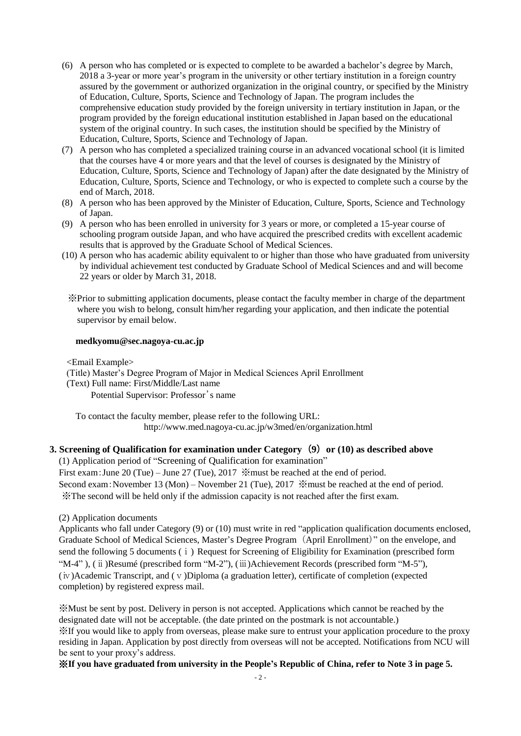(6) A person who has completed or is expected to complete to be awarded a bachelor's degree by March, 2018 a 3-year or more year's program in the university or other tertiary institution in a foreign country assured by the government or authorized organization in the original country, or specified by the Ministry of Education, Culture, Sports, Science and Technology of Japan. The program includes the comprehensive education study provided by the foreign university in tertiary institution in Japan, or the program provided by the foreign educational institution established in Japan based on the educational system of the original country. In such cases, the institution should be specified by the Ministry of Education, Culture, Sports, Science and Technology of Japan.

(7) A person who has completed a specialized training course in an advanced vocational school (it is limited that the courses have 4 or more years and that the level of courses is designated by the Ministry of Education, Culture, Sports, Science and Technology of Japan) after the date designated by the Ministry of Education, Culture, Sports, Science and Technology, or who is expected to complete such a course by the end of March, 2018.

(8) A person who has been approved by the Minister of Education, Culture, Sports, Science and Technology of Japan.

(9) A person who has been enrolled in university for 3 years or more, or completed a 15-year course of schooling program outside Japan, and who have acquired the prescribed credits with excellent academic results that is approved by the Graduate School of Medical Sciences.

(10) A person who has academic ability equivalent to or higher than those who have graduated from university by individual achievement test conducted by Graduate School of Medical Sciences and and will become 22 years or older by March 31, 2018.

※Prior to submitting application documents, please contact the faculty member in charge of the department where you wish to belong, consult him/her regarding your application, and then indicate the potential supervisor by email below.

**medkyomu@sec.nagoya-cu.ac.jp**

<Email Example>
(Title) Master's Degree Program of Major in Medical Sciences April Enrollment
(Text) Full name: First/Middle/Last name
Potential Supervisor: Professor's name

To contact the faculty member, please refer to the following URL:
http://www.med.nagoya-cu.ac.jp/w3med/en/organization.html

## 3. Screening of Qualification for examination under Category（9）or (10) as described above

(1) Application period of "Screening of Qualification for examination"

First exam：June 20 (Tue) – June 27 (Tue), 2017 ※must be reached at the end of period.
Second exam：November 13 (Mon) – November 21 (Tue), 2017 ※must be reached at the end of period.
※The second will be held only if the admission capacity is not reached after the first exam.

(2) Application documents

Applicants who fall under Category (9) or (10) must write in red "application qualification documents enclosed, Graduate School of Medical Sciences, Master's Degree Program（April Enrollment）" on the envelope, and send the following 5 documents (ⅰ) Request for Screening of Eligibility for Examination (prescribed form "M-4" ), (ⅱ)Resumé (prescribed form "M-2"), (ⅲ)Achievement Records (prescribed form "M-5"), (ⅳ)Academic Transcript, and (ⅴ)Diploma (a graduation letter), certificate of completion (expected completion) by registered express mail.

※Must be sent by post. Delivery in person is not accepted. Applications which cannot be reached by the designated date will not be acceptable. (the date printed on the postmark is not accountable.)
※If you would like to apply from overseas, please make sure to entrust your application procedure to the proxy residing in Japan. Application by post directly from overseas will not be accepted. Notifications from NCU will be sent to your proxy's address.

**※If you have graduated from university in the People's Republic of China, refer to Note 3 in page 5.**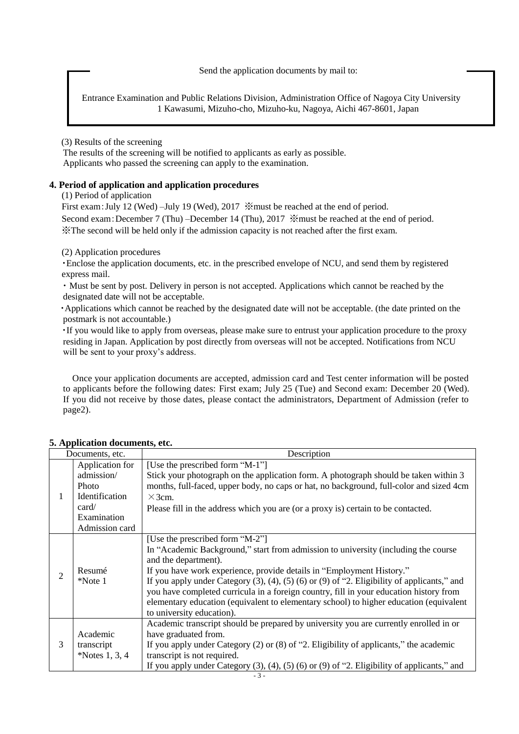Send the application documents by mail to:

Entrance Examination and Public Relations Division, Administration Office of Nagoya City University
1 Kawasumi, Mizuho-cho, Mizuho-ku, Nagoya, Aichi 467-8601, Japan

(3) Results of the screening

The results of the screening will be notified to applicants as early as possible.
Applicants who passed the screening can apply to the examination.

## 4. Period of application and application procedures

(1) Period of application

First exam：July 12 (Wed) –July 19 (Wed), 2017 ※must be reached at the end of period.
Second exam：December 7 (Thu) –December 14 (Thu), 2017 ※must be reached at the end of period.
※The second will be held only if the admission capacity is not reached after the first exam.

(2) Application procedures

・Enclose the application documents, etc. in the prescribed envelope of NCU, and send them by registered express mail.

・ Must be sent by post. Delivery in person is not accepted. Applications which cannot be reached by the designated date will not be acceptable.

・Applications which cannot be reached by the designated date will not be acceptable. (the date printed on the postmark is not accountable.)

・If you would like to apply from overseas, please make sure to entrust your application procedure to the proxy residing in Japan. Application by post directly from overseas will not be accepted. Notifications from NCU will be sent to your proxy's address.

Once your application documents are accepted, admission card and Test center information will be posted to applicants before the following dates: First exam; July 25 (Tue) and Second exam: December 20 (Wed). If you did not receive by those dates, please contact the administrators, Department of Admission (refer to page2).

## 5. Application documents, etc.

| Documents, etc. | | Description |
|---|---|---|
| 1 | Application for admission/ Photo Identification card/ Examination Admission card | [Use the prescribed form "M-1"]<br>Stick your photograph on the application form. A photograph should be taken within 3 months, full-faced, upper body, no caps or hat, no background, full-color and sized 4cm ×3cm.<br>Please fill in the address which you are (or a proxy is) certain to be contacted. |
| 2 | Resumé<br>*Note 1 | [Use the prescribed form "M-2"]<br>In "Academic Background," start from admission to university (including the course and the department).<br>If you have work experience, provide details in "Employment History."<br>If you apply under Category (3), (4), (5) (6) or (9) of "2. Eligibility of applicants," and you have completed curricula in a foreign country, fill in your education history from elementary education (equivalent to elementary school) to higher education (equivalent to university education). |
| 3 | Academic transcript<br>*Notes 1, 3, 4 | Academic transcript should be prepared by university you are currently enrolled in or have graduated from.<br>If you apply under Category (2) or (8) of "2. Eligibility of applicants," the academic transcript is not required.<br>If you apply under Category (3), (4), (5) (6) or (9) of "2. Eligibility of applicants," and |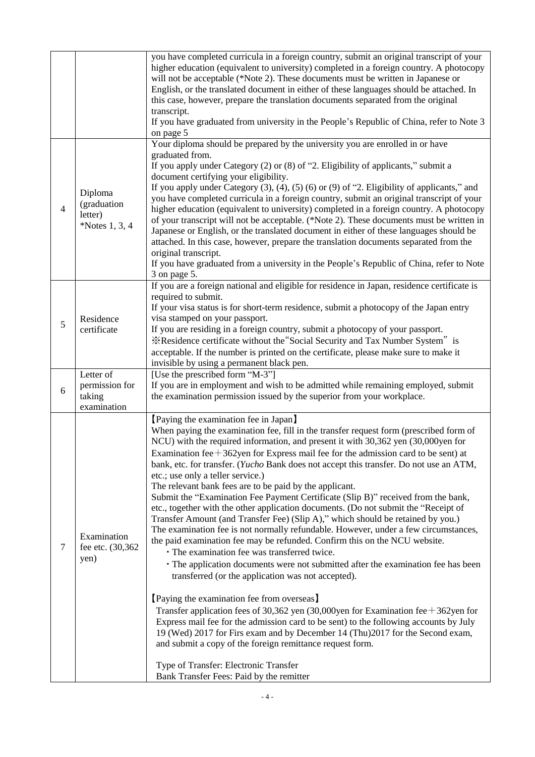| | | |
|---|---|---|
| | | you have completed curricula in a foreign country, submit an original transcript of your higher education (equivalent to university) completed in a foreign country. A photocopy will not be acceptable (*Note 2). These documents must be written in Japanese or English, or the translated document in either of these languages should be attached. In this case, however, prepare the translation documents separated from the original transcript.<br>If you have graduated from university in the People's Republic of China, refer to Note 3 on page 5 |
| 4 | Diploma (graduation letter) *Notes 1, 3, 4 | Your diploma should be prepared by the university you are enrolled in or have graduated from.<br>If you apply under Category (2) or (8) of "2. Eligibility of applicants," submit a document certifying your eligibility.<br>If you apply under Category (3), (4), (5) (6) or (9) of "2. Eligibility of applicants," and you have completed curricula in a foreign country, submit an original transcript of your higher education (equivalent to university) completed in a foreign country. A photocopy of your transcript will not be acceptable. (*Note 2). These documents must be written in Japanese or English, or the translated document in either of these languages should be attached. In this case, however, prepare the translation documents separated from the original transcript.<br>If you have graduated from a university in the People's Republic of China, refer to Note 3 on page 5. |
| 5 | Residence certificate | If you are a foreign national and eligible for residence in Japan, residence certificate is required to submit.<br>If your visa status is for short-term residence, submit a photocopy of the Japan entry visa stamped on your passport.<br>If you are residing in a foreign country, submit a photocopy of your passport.<br>※Residence certificate without the"Social Security and Tax Number System" is acceptable. If the number is printed on the certificate, please make sure to make it invisible by using a permanent black pen. |
| 6 | Letter of permission for taking examination | [Use the prescribed form "M-3"]<br>If you are in employment and wish to be admitted while remaining employed, submit the examination permission issued by the superior from your workplace. |
| 7 | Examination fee etc. (30,362 yen) | 【Paying the examination fee in Japan】<br>When paying the examination fee, fill in the transfer request form (prescribed form of NCU) with the required information, and present it with 30,362 yen (30,000yen for Examination fee＋362yen for Express mail fee for the admission card to be sent) at bank, etc. for transfer. (*Yucho* Bank does not accept this transfer. Do not use an ATM, etc.; use only a teller service.)<br>The relevant bank fees are to be paid by the applicant.<br>Submit the "Examination Fee Payment Certificate (Slip B)" received from the bank, etc., together with the other application documents. (Do not submit the "Receipt of Transfer Amount (and Transfer Fee) (Slip A)," which should be retained by you.)<br>The examination fee is not normally refundable. However, under a few circumstances, the paid examination fee may be refunded. Confirm this on the NCU website.<br>・The examination fee was transferred twice.<br>・The application documents were not submitted after the examination fee has been transferred (or the application was not accepted).<br><br>【Paying the examination fee from overseas】<br>Transfer application fees of 30,362 yen (30,000yen for Examination fee＋362yen for Express mail fee for the admission card to be sent) to the following accounts by July 19 (Wed) 2017 for Firs exam and by December 14 (Thu)2017 for the Second exam, and submit a copy of the foreign remittance request form.<br><br>Type of Transfer: Electronic Transfer<br>Bank Transfer Fees: Paid by the remitter |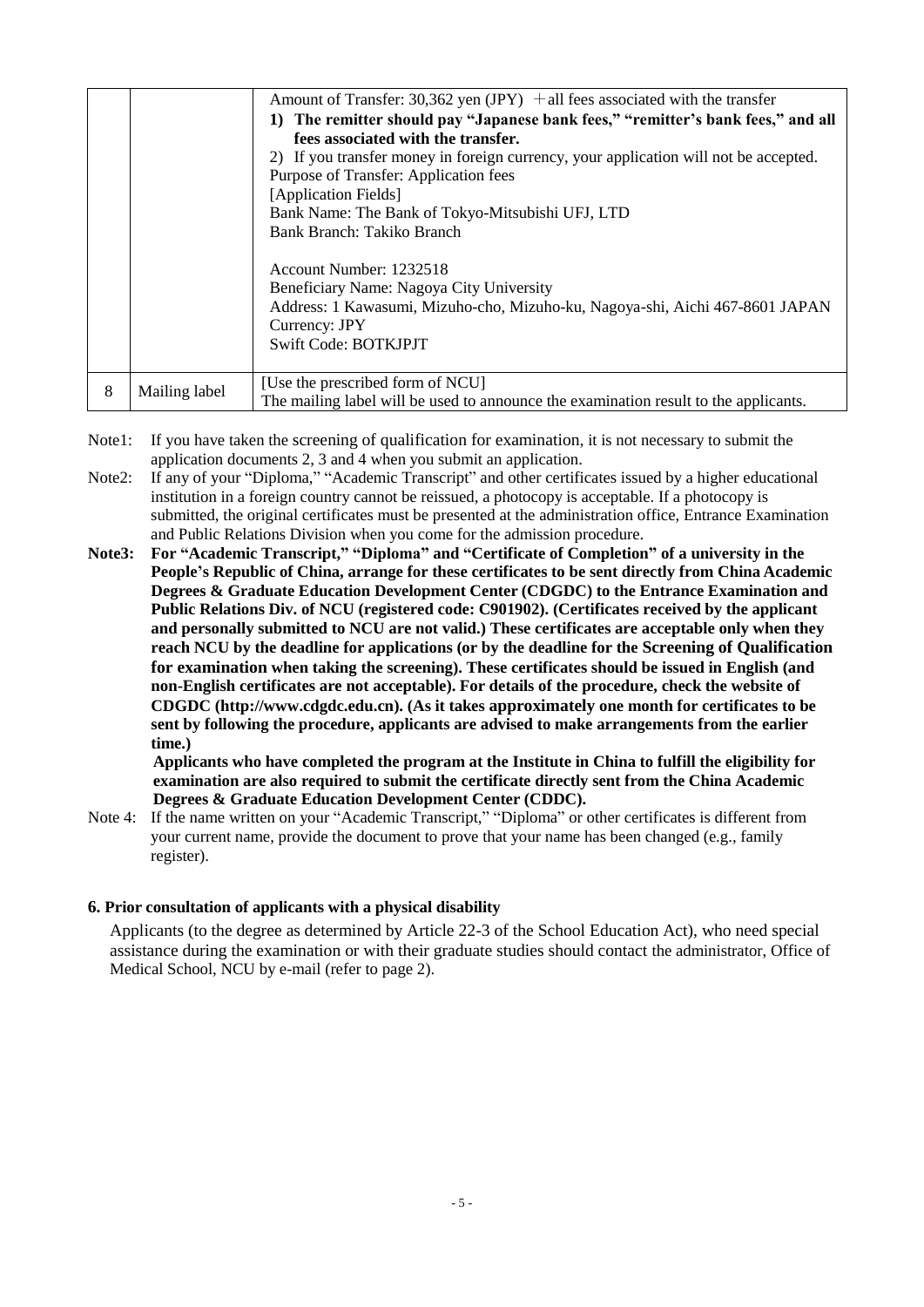|   |   |   |
|---|---|---|
|   |   | Amount of Transfer: 30,362 yen (JPY) ＋all fees associated with the transfer<br>**1) The remitter should pay "Japanese bank fees," "remitter's bank fees," and all fees associated with the transfer.**<br>2) If you transfer money in foreign currency, your application will not be accepted.<br>Purpose of Transfer: Application fees<br>[Application Fields]<br>Bank Name: The Bank of Tokyo-Mitsubishi UFJ, LTD<br>Bank Branch: Takiko Branch<br><br>Account Number: 1232518<br>Beneficiary Name: Nagoya City University<br>Address: 1 Kawasumi, Mizuho-cho, Mizuho-ku, Nagoya-shi, Aichi 467-8601 JAPAN<br>Currency: JPY<br>Swift Code: BOTKJPJT |
| 8 | Mailing label | [Use the prescribed form of NCU]<br>The mailing label will be used to announce the examination result to the applicants. |

Note1: If you have taken the screening of qualification for examination, it is not necessary to submit the application documents 2, 3 and 4 when you submit an application.

Note2: If any of your "Diploma," "Academic Transcript" and other certificates issued by a higher educational institution in a foreign country cannot be reissued, a photocopy is acceptable. If a photocopy is submitted, the original certificates must be presented at the administration office, Entrance Examination and Public Relations Division when you come for the admission procedure.

**Note3: For "Academic Transcript," "Diploma" and "Certificate of Completion" of a university in the People's Republic of China, arrange for these certificates to be sent directly from China Academic Degrees & Graduate Education Development Center (CDGDC) to the Entrance Examination and Public Relations Div. of NCU (registered code: C901902). (Certificates received by the applicant and personally submitted to NCU are not valid.) These certificates are acceptable only when they reach NCU by the deadline for applications (or by the deadline for the Screening of Qualification for examination when taking the screening). These certificates should be issued in English (and non-English certificates are not acceptable). For details of the procedure, check the website of CDGDC (http://www.cdgdc.edu.cn). (As it takes approximately one month for certificates to be sent by following the procedure, applicants are advised to make arrangements from the earlier time.)**

**Applicants who have completed the program at the Institute in China to fulfill the eligibility for examination are also required to submit the certificate directly sent from the China Academic Degrees & Graduate Education Development Center (CDDC).**

Note 4: If the name written on your "Academic Transcript," "Diploma" or other certificates is different from your current name, provide the document to prove that your name has been changed (e.g., family register).

### 6. Prior consultation of applicants with a physical disability

Applicants (to the degree as determined by Article 22-3 of the School Education Act), who need special assistance during the examination or with their graduate studies should contact the administrator, Office of Medical School, NCU by e-mail (refer to page 2).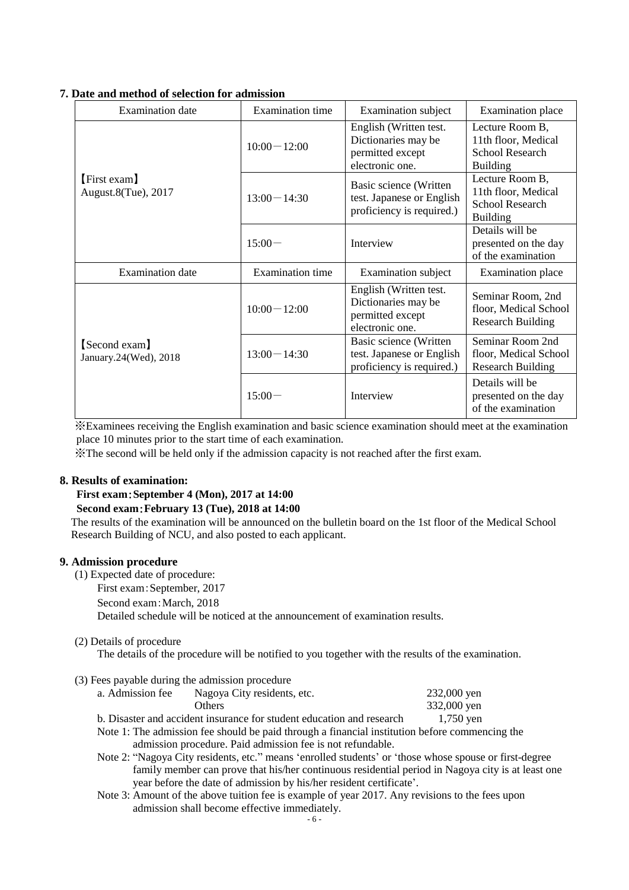## 7. Date and method of selection for admission

| Examination date | Examination time | Examination subject | Examination place |
|---|---|---|---|
| 【First exam】 August.8(Tue), 2017 | 10:00－12:00 | English (Written test. Dictionaries may be permitted except electronic one. | Lecture Room B, 11th floor, Medical School Research Building |
| | 13:00－14:30 | Basic science (Written test. Japanese or English proficiency is required.) | Lecture Room B, 11th floor, Medical School Research Building |
| | 15:00－ | Interview | Details will be presented on the day of the examination |
| Examination date | Examination time | Examination subject | Examination place |
| 【Second exam】 January.24(Wed), 2018 | 10:00－12:00 | English (Written test. Dictionaries may be permitted except electronic one. | Seminar Room, 2nd floor, Medical School Research Building |
| | 13:00－14:30 | Basic science (Written test. Japanese or English proficiency is required.) | Seminar Room 2nd floor, Medical School Research Building |
| | 15:00－ | Interview | Details will be presented on the day of the examination |

※Examinees receiving the English examination and basic science examination should meet at the examination place 10 minutes prior to the start time of each examination.

※The second will be held only if the admission capacity is not reached after the first exam.

## 8. Results of examination:

**First exam：September 4 (Mon), 2017 at 14:00**
**Second exam：February 13 (Tue), 2018 at 14:00**

The results of the examination will be announced on the bulletin board on the 1st floor of the Medical School Research Building of NCU, and also posted to each applicant.

## 9. Admission procedure

(1) Expected date of procedure:

First exam：September, 2017
Second exam：March, 2018
Detailed schedule will be noticed at the announcement of examination results.

(2) Details of procedure

The details of the procedure will be notified to you together with the results of the examination.

(3) Fees payable during the admission procedure

| | | |
|---|---|---|
| a. Admission fee | Nagoya City residents, etc. | 232,000 yen |
| | Others | 332,000 yen |

b. Disaster and accident insurance for student education and research 1,750 yen

Note 1: The admission fee should be paid through a financial institution before commencing the admission procedure. Paid admission fee is not refundable.

Note 2: "Nagoya City residents, etc." means 'enrolled students' or 'those whose spouse or first-degree family member can prove that his/her continuous residential period in Nagoya city is at least one year before the date of admission by his/her resident certificate'.

Note 3: Amount of the above tuition fee is example of year 2017. Any revisions to the fees upon admission shall become effective immediately.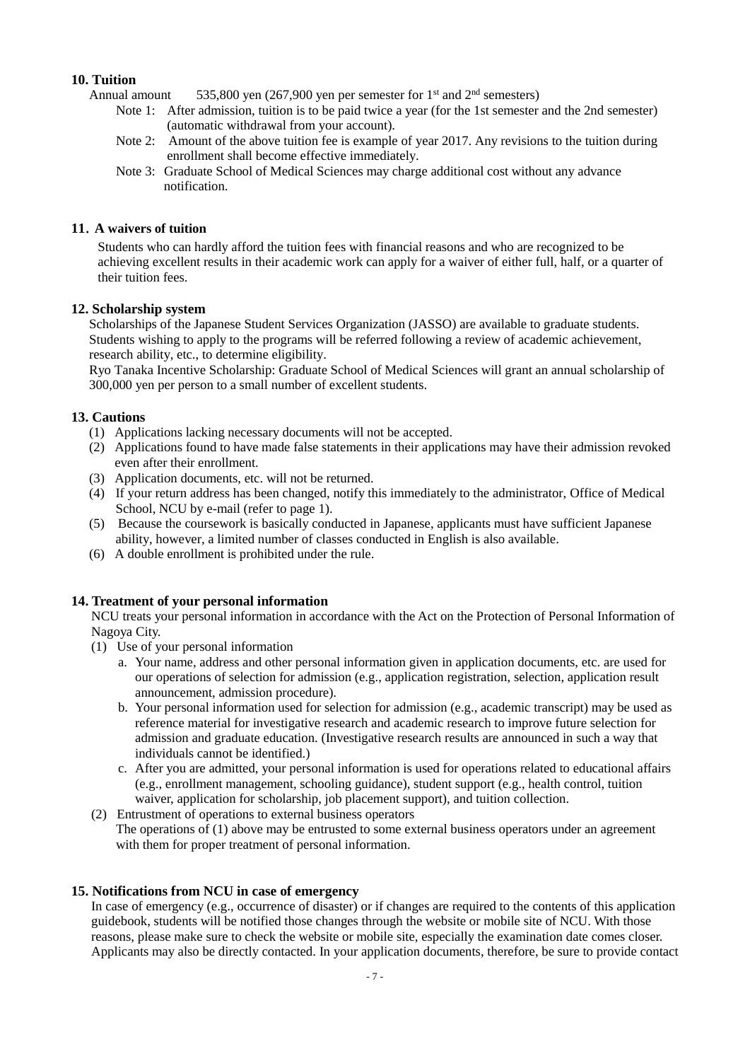## 10. Tuition

Annual amount 535,800 yen (267,900 yen per semester for 1st and 2nd semesters)

Note 1: After admission, tuition is to be paid twice a year (for the 1st semester and the 2nd semester) (automatic withdrawal from your account).

Note 2: Amount of the above tuition fee is example of year 2017. Any revisions to the tuition during enrollment shall become effective immediately.

Note 3: Graduate School of Medical Sciences may charge additional cost without any advance notification.

## 11. A waivers of tuition

Students who can hardly afford the tuition fees with financial reasons and who are recognized to be achieving excellent results in their academic work can apply for a waiver of either full, half, or a quarter of their tuition fees.

## 12. Scholarship system

Scholarships of the Japanese Student Services Organization (JASSO) are available to graduate students. Students wishing to apply to the programs will be referred following a review of academic achievement, research ability, etc., to determine eligibility.

Ryo Tanaka Incentive Scholarship: Graduate School of Medical Sciences will grant an annual scholarship of 300,000 yen per person to a small number of excellent students.

## 13. Cautions

(1) Applications lacking necessary documents will not be accepted.

(2) Applications found to have made false statements in their applications may have their admission revoked even after their enrollment.

(3) Application documents, etc. will not be returned.

(4) If your return address has been changed, notify this immediately to the administrator, Office of Medical School, NCU by e-mail (refer to page 1).

(5) Because the coursework is basically conducted in Japanese, applicants must have sufficient Japanese ability, however, a limited number of classes conducted in English is also available.

(6) A double enrollment is prohibited under the rule.

## 14. Treatment of your personal information

NCU treats your personal information in accordance with the Act on the Protection of Personal Information of Nagoya City.

(1) Use of your personal information

a. Your name, address and other personal information given in application documents, etc. are used for our operations of selection for admission (e.g., application registration, selection, application result announcement, admission procedure).

b. Your personal information used for selection for admission (e.g., academic transcript) may be used as reference material for investigative research and academic research to improve future selection for admission and graduate education. (Investigative research results are announced in such a way that individuals cannot be identified.)

c. After you are admitted, your personal information is used for operations related to educational affairs (e.g., enrollment management, schooling guidance), student support (e.g., health control, tuition waiver, application for scholarship, job placement support), and tuition collection.

(2) Entrustment of operations to external business operators

The operations of (1) above may be entrusted to some external business operators under an agreement with them for proper treatment of personal information.

## 15. Notifications from NCU in case of emergency

In case of emergency (e.g., occurrence of disaster) or if changes are required to the contents of this application guidebook, students will be notified those changes through the website or mobile site of NCU. With those reasons, please make sure to check the website or mobile site, especially the examination date comes closer. Applicants may also be directly contacted. In your application documents, therefore, be sure to provide contact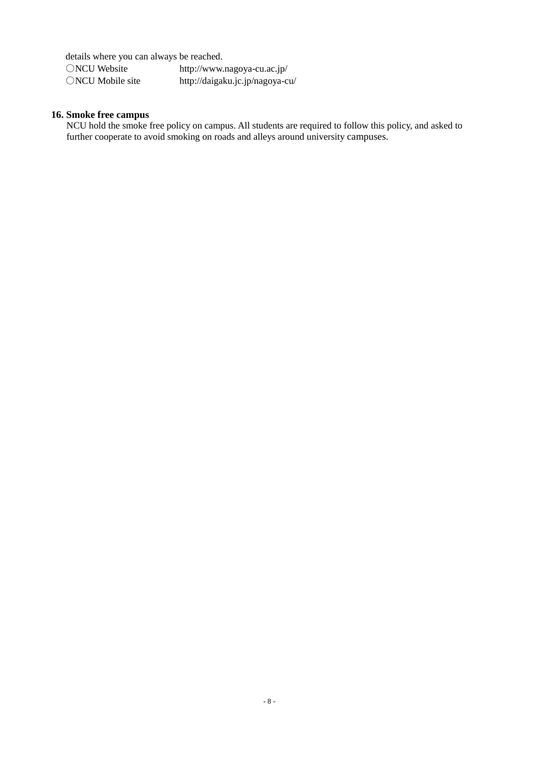details where you can always be reached.

〇NCU Website http://www.nagoya-cu.ac.jp/

〇NCU Mobile site http://daigaku.jc.jp/nagoya-cu/

**16. Smoke free campus**

NCU hold the smoke free policy on campus. All students are required to follow this policy, and asked to further cooperate to avoid smoking on roads and alleys around university campuses.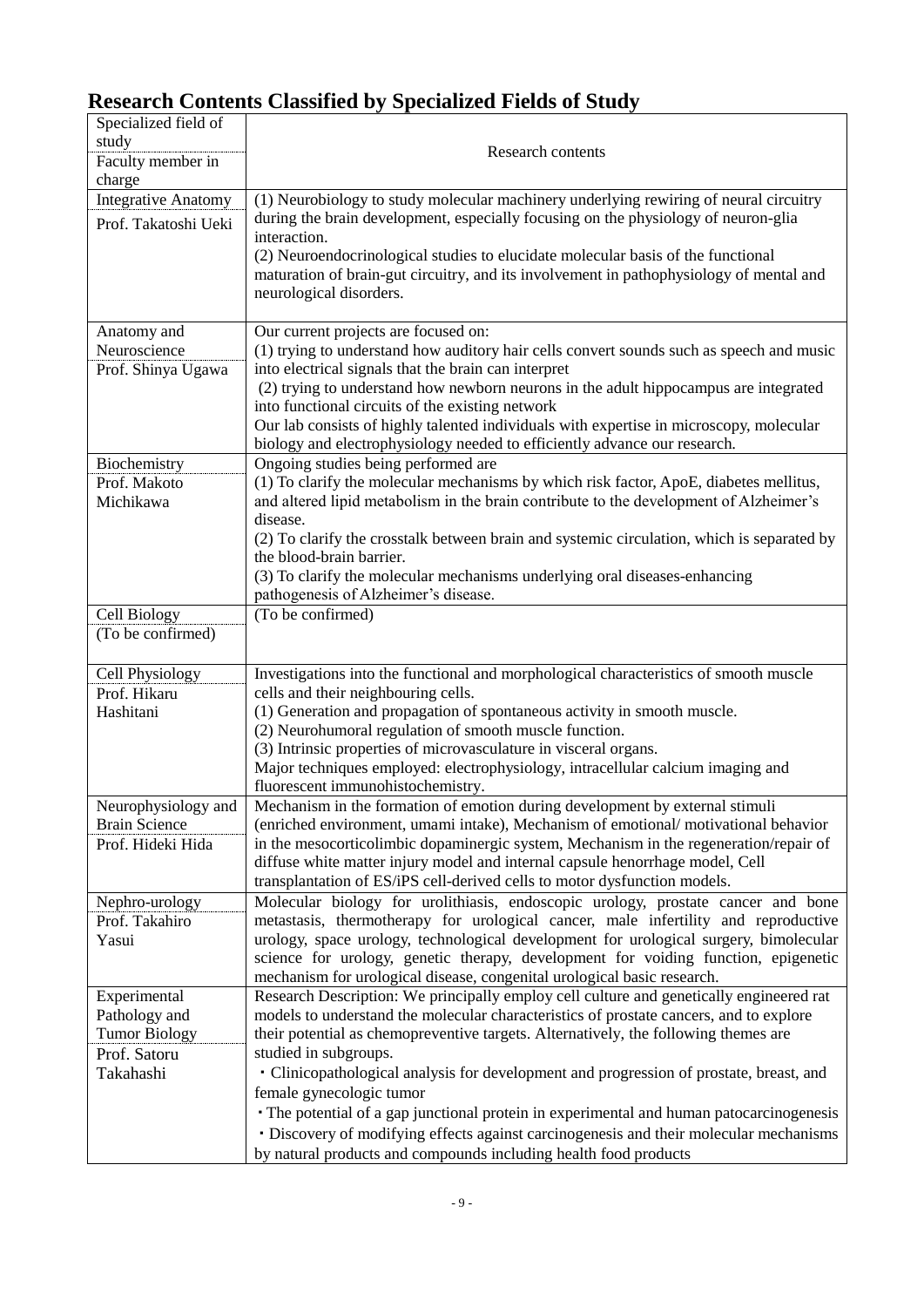# Research Contents Classified by Specialized Fields of Study

| Specialized field of study / Faculty member in charge | Research contents |
|---|---|
| Integrative Anatomy<br>Prof. Takatoshi Ueki | (1) Neurobiology to study molecular machinery underlying rewiring of neural circuitry during the brain development, especially focusing on the physiology of neuron-glia interaction.<br>(2) Neuroendocrinological studies to elucidate molecular basis of the functional maturation of brain-gut circuitry, and its involvement in pathophysiology of mental and neurological disorders. |
| Anatomy and Neuroscience<br>Prof. Shinya Ugawa | Our current projects are focused on:<br>(1) trying to understand how auditory hair cells convert sounds such as speech and music into electrical signals that the brain can interpret<br>(2) trying to understand how newborn neurons in the adult hippocampus are integrated into functional circuits of the existing network<br>Our lab consists of highly talented individuals with expertise in microscopy, molecular biology and electrophysiology needed to efficiently advance our research. |
| Biochemistry<br>Prof. Makoto Michikawa | Ongoing studies being performed are<br>(1) To clarify the molecular mechanisms by which risk factor, ApoE, diabetes mellitus, and altered lipid metabolism in the brain contribute to the development of Alzheimer's disease.<br>(2) To clarify the crosstalk between brain and systemic circulation, which is separated by the blood-brain barrier.<br>(3) To clarify the molecular mechanisms underlying oral diseases-enhancing pathogenesis of Alzheimer's disease. |
| Cell Biology<br>(To be confirmed) | (To be confirmed) |
| Cell Physiology<br>Prof. Hikaru Hashitani | Investigations into the functional and morphological characteristics of smooth muscle cells and their neighbouring cells.<br>(1) Generation and propagation of spontaneous activity in smooth muscle.<br>(2) Neurohumoral regulation of smooth muscle function.<br>(3) Intrinsic properties of microvasculature in visceral organs.<br>Major techniques employed: electrophysiology, intracellular calcium imaging and fluorescent immunohistochemistry. |
| Neurophysiology and Brain Science<br>Prof. Hideki Hida | Mechanism in the formation of emotion during development by external stimuli (enriched environment, umami intake), Mechanism of emotional/ motivational behavior in the mesocorticolimbic dopaminergic system, Mechanism in the regeneration/repair of diffuse white matter injury model and internal capsule henorrhage model, Cell transplantation of ES/iPS cell-derived cells to motor dysfunction models. |
| Nephro-urology<br>Prof. Takahiro Yasui | Molecular biology for urolithiasis, endoscopic urology, prostate cancer and bone metastasis, thermotherapy for urological cancer, male infertility and reproductive urology, space urology, technological development for urological surgery, bimolecular science for urology, genetic therapy, development for voiding function, epigenetic mechanism for urological disease, congenital urological basic research. |
| Experimental Pathology and Tumor Biology<br>Prof. Satoru Takahashi | Research Description: We principally employ cell culture and genetically engineered rat models to understand the molecular characteristics of prostate cancers, and to explore their potential as chemopreventive targets. Alternatively, the following themes are studied in subgroups.<br>・Clinicopathological analysis for development and progression of prostate, breast, and female gynecologic tumor<br>・The potential of a gap junctional protein in experimental and human patocarcinogenesis<br>・Discovery of modifying effects against carcinogenesis and their molecular mechanisms by natural products and compounds including health food products |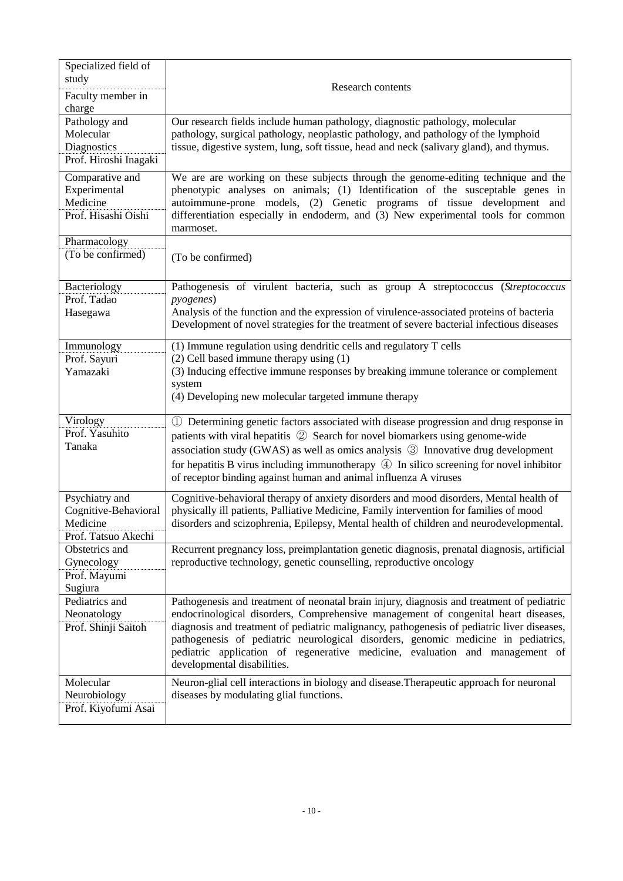| Specialized field of study / Faculty member in charge | Research contents |
| --- | --- |
| Pathology and Molecular Diagnostics<br>Prof. Hiroshi Inagaki | Our research fields include human pathology, diagnostic pathology, molecular pathology, surgical pathology, neoplastic pathology, and pathology of the lymphoid tissue, digestive system, lung, soft tissue, head and neck (salivary gland), and thymus. |
| Comparative and Experimental Medicine<br>Prof. Hisashi Oishi | We are are working on these subjects through the genome-editing technique and the phenotypic analyses on animals; (1) Identification of the susceptable genes in autoimmune-prone models, (2) Genetic programs of tissue development and differentiation especially in endoderm, and (3) New experimental tools for common marmoset. |
| Pharmacology<br>(To be confirmed) | (To be confirmed) |
| Bacteriology<br>Prof. Tadao Hasegawa | Pathogenesis of virulent bacteria, such as group A streptococcus (*Streptococcus pyogenes*)<br>Analysis of the function and the expression of virulence-associated proteins of bacteria<br>Development of novel strategies for the treatment of severe bacterial infectious diseases |
| Immunology<br>Prof. Sayuri Yamazaki | (1) Immune regulation using dendritic cells and regulatory T cells<br>(2) Cell based immune therapy using (1)<br>(3) Inducing effective immune responses by breaking immune tolerance or complement system<br>(4) Developing new molecular targeted immune therapy |
| Virology<br>Prof. Yasuhito Tanaka | ① Determining genetic factors associated with disease progression and drug response in patients with viral hepatitis ② Search for novel biomarkers using genome-wide association study (GWAS) as well as omics analysis ③ Innovative drug development for hepatitis B virus including immunotherapy ④ In silico screening for novel inhibitor of receptor binding against human and animal influenza A viruses |
| Psychiatry and Cognitive-Behavioral Medicine<br>Prof. Tatsuo Akechi | Cognitive-behavioral therapy of anxiety disorders and mood disorders, Mental health of physically ill patients, Palliative Medicine, Family intervention for families of mood disorders and scizophrenia, Epilepsy, Mental health of children and neurodevelopmental. |
| Obstetrics and Gynecology<br>Prof. Mayumi Sugiura | Recurrent pregnancy loss, preimplantation genetic diagnosis, prenatal diagnosis, artificial reproductive technology, genetic counselling, reproductive oncology |
| Pediatrics and Neonatology<br>Prof. Shinji Saitoh | Pathogenesis and treatment of neonatal brain injury, diagnosis and treatment of pediatric endocrinological disorders, Comprehensive management of congenital heart diseases, diagnosis and treatment of pediatric malignancy, pathogenesis of pediatric liver diseases, pathogenesis of pediatric neurological disorders, genomic medicine in pediatrics, pediatric application of regenerative medicine, evaluation and management of developmental disabilities. |
| Molecular Neurobiology<br>Prof. Kiyofumi Asai | Neuron-glial cell interactions in biology and disease.Therapeutic approach for neuronal diseases by modulating glial functions. |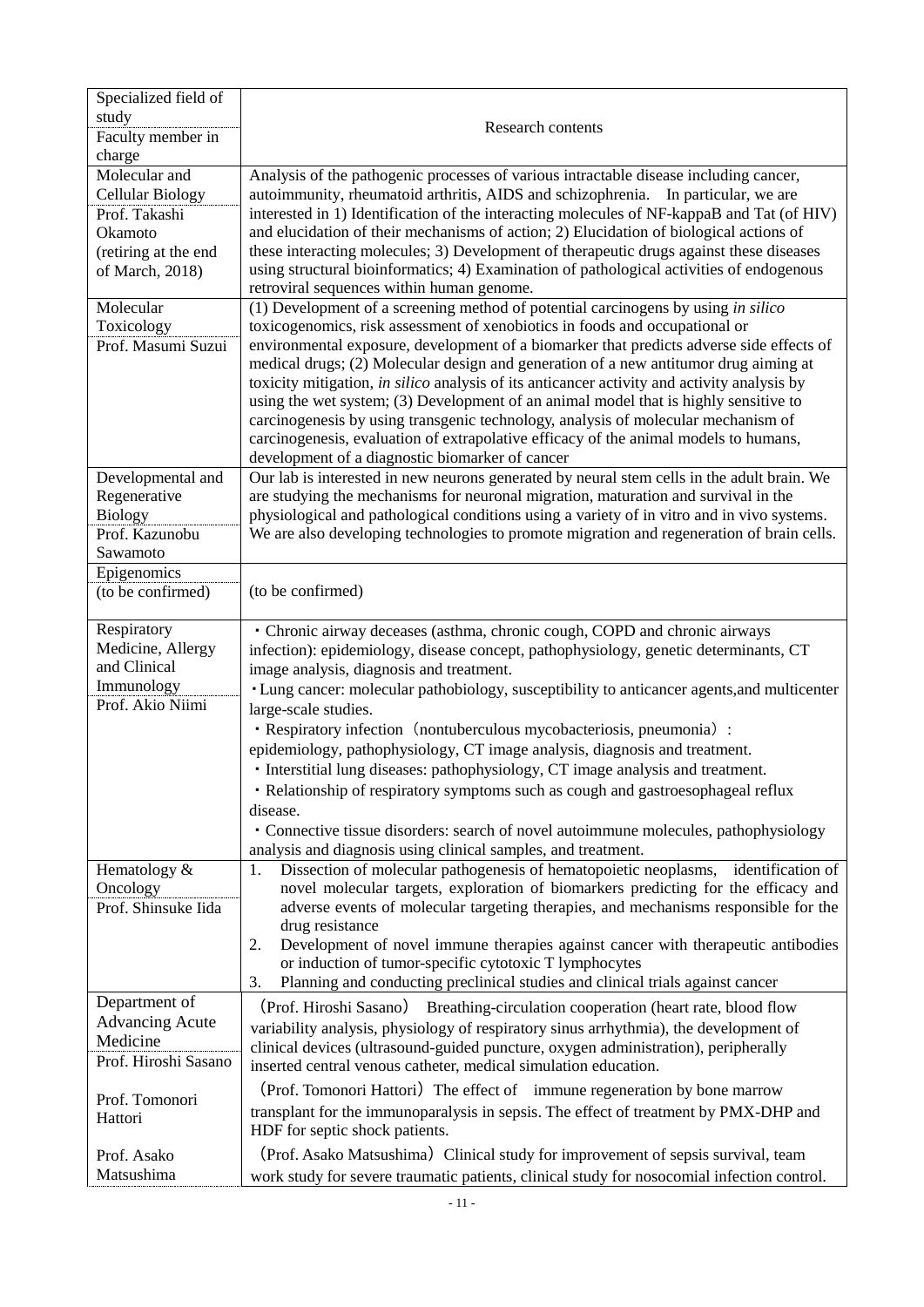| Specialized field of study<br>Faculty member in charge | Research contents |
|---|---|
| Molecular and Cellular Biology<br>Prof. Takashi Okamoto (retiring at the end of March, 2018) | Analysis of the pathogenic processes of various intractable disease including cancer, autoimmunity, rheumatoid arthritis, AIDS and schizophrenia. In particular, we are interested in 1) Identification of the interacting molecules of NF-kappaB and Tat (of HIV) and elucidation of their mechanisms of action; 2) Elucidation of biological actions of these interacting molecules; 3) Development of therapeutic drugs against these diseases using structural bioinformatics; 4) Examination of pathological activities of endogenous retroviral sequences within human genome. |
| Molecular Toxicology<br>Prof. Masumi Suzui | (1) Development of a screening method of potential carcinogens by using *in silico* toxicogenomics, risk assessment of xenobiotics in foods and occupational or environmental exposure, development of a biomarker that predicts adverse side effects of medical drugs; (2) Molecular design and generation of a new antitumor drug aiming at toxicity mitigation, *in silico* analysis of its anticancer activity and activity analysis by using the wet system; (3) Development of an animal model that is highly sensitive to carcinogenesis by using transgenic technology, analysis of molecular mechanism of carcinogenesis, evaluation of extrapolative efficacy of the animal models to humans, development of a diagnostic biomarker of cancer |
| Developmental and Regenerative Biology<br>Prof. Kazunobu Sawamoto | Our lab is interested in new neurons generated by neural stem cells in the adult brain. We are studying the mechanisms for neuronal migration, maturation and survival in the physiological and pathological conditions using a variety of in vitro and in vivo systems. We are also developing technologies to promote migration and regeneration of brain cells. |
| Epigenomics<br>(to be confirmed) | (to be confirmed) |
| Respiratory Medicine, Allergy and Clinical Immunology<br>Prof. Akio Niimi | ・Chronic airway deceases (asthma, chronic cough, COPD and chronic airways infection): epidemiology, disease concept, pathophysiology, genetic determinants, CT image analysis, diagnosis and treatment.<br>・Lung cancer: molecular pathobiology, susceptibility to anticancer agents,and multicenter large-scale studies.<br>・Respiratory infection（nontuberculous mycobacteriosis, pneumonia）: epidemiology, pathophysiology, CT image analysis, diagnosis and treatment.<br>・Interstitial lung diseases: pathophysiology, CT image analysis and treatment.<br>・Relationship of respiratory symptoms such as cough and gastroesophageal reflux disease.<br>・Connective tissue disorders: search of novel autoimmune molecules, pathophysiology analysis and diagnosis using clinical samples, and treatment. |
| Hematology & Oncology<br>Prof. Shinsuke Iida | 1. Dissection of molecular pathogenesis of hematopoietic neoplasms, identification of novel molecular targets, exploration of biomarkers predicting for the efficacy and adverse events of molecular targeting therapies, and mechanisms responsible for the drug resistance<br>2. Development of novel immune therapies against cancer with therapeutic antibodies or induction of tumor-specific cytotoxic T lymphocytes<br>3. Planning and conducting preclinical studies and clinical trials against cancer |
| Department of Advancing Acute Medicine<br>Prof. Hiroshi Sasano<br><br>Prof. Tomonori Hattori<br><br>Prof. Asako Matsushima | （Prof. Hiroshi Sasano） Breathing-circulation cooperation (heart rate, blood flow variability analysis, physiology of respiratory sinus arrhythmia), the development of clinical devices (ultrasound-guided puncture, oxygen administration), peripherally inserted central venous catheter, medical simulation education.<br>（Prof. Tomonori Hattori）The effect of immune regeneration by bone marrow transplant for the immunoparalysis in sepsis. The effect of treatment by PMX-DHP and HDF for septic shock patients.<br>（Prof. Asako Matsushima）Clinical study for improvement of sepsis survival, team work study for severe traumatic patients, clinical study for nosocomial infection control. |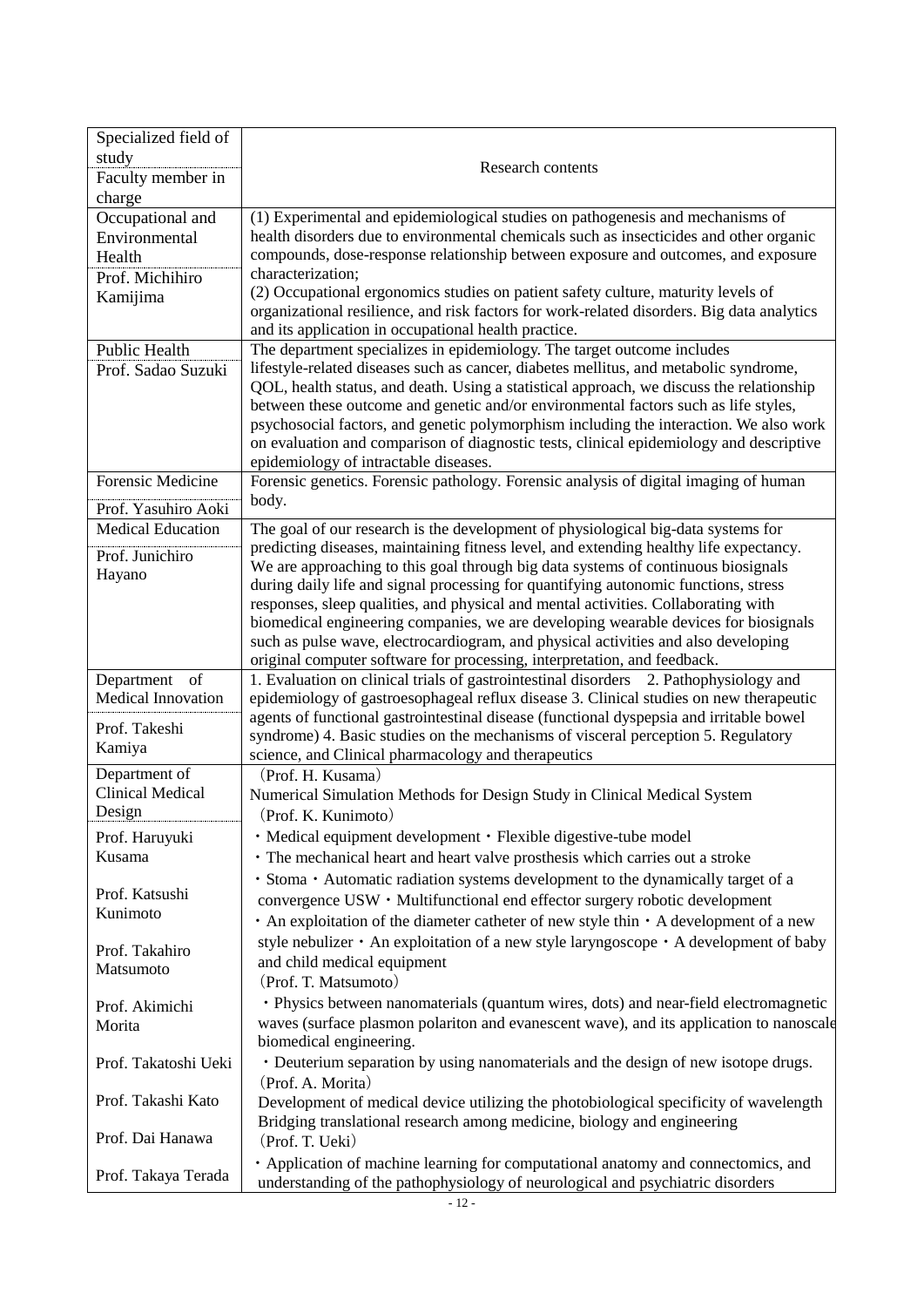| Specialized field of study<br>Faculty member in charge | Research contents |
|---|---|
| Occupational and Environmental Health<br>Prof. Michihiro Kamijima | (1) Experimental and epidemiological studies on pathogenesis and mechanisms of health disorders due to environmental chemicals such as insecticides and other organic compounds, dose-response relationship between exposure and outcomes, and exposure characterization;<br>(2) Occupational ergonomics studies on patient safety culture, maturity levels of organizational resilience, and risk factors for work-related disorders. Big data analytics and its application in occupational health practice. |
| Public Health<br>Prof. Sadao Suzuki | The department specializes in epidemiology. The target outcome includes lifestyle-related diseases such as cancer, diabetes mellitus, and metabolic syndrome, QOL, health status, and death. Using a statistical approach, we discuss the relationship between these outcome and genetic and/or environmental factors such as life styles, psychosocial factors, and genetic polymorphism including the interaction. We also work on evaluation and comparison of diagnostic tests, clinical epidemiology and descriptive epidemiology of intractable diseases. |
| Forensic Medicine<br>Prof. Yasuhiro Aoki | Forensic genetics. Forensic pathology. Forensic analysis of digital imaging of human body. |
| Medical Education<br>Prof. Junichiro Hayano | The goal of our research is the development of physiological big-data systems for predicting diseases, maintaining fitness level, and extending healthy life expectancy. We are approaching to this goal through big data systems of continuous biosignals during daily life and signal processing for quantifying autonomic functions, stress responses, sleep qualities, and physical and mental activities. Collaborating with biomedical engineering companies, we are developing wearable devices for biosignals such as pulse wave, electrocardiogram, and physical activities and also developing original computer software for processing, interpretation, and feedback. |
| Department of Medical Innovation<br>Prof. Takeshi Kamiya | 1. Evaluation on clinical trials of gastrointestinal disorders 2. Pathophysiology and epidemiology of gastroesophageal reflux disease 3. Clinical studies on new therapeutic agents of functional gastrointestinal disease (functional dyspepsia and irritable bowel syndrome) 4. Basic studies on the mechanisms of visceral perception 5. Regulatory science, and Clinical pharmacology and therapeutics |
| Department of Clinical Medical Design<br>Prof. Haruyuki Kusama<br>Prof. Katsushi Kunimoto<br>Prof. Takahiro Matsumoto<br>Prof. Akimichi Morita<br>Prof. Takatoshi Ueki<br>Prof. Takashi Kato<br>Prof. Dai Hanawa<br>Prof. Takaya Terada | (Prof. H. Kusama)<br>Numerical Simulation Methods for Design Study in Clinical Medical System<br>(Prof. K. Kunimoto)<br>・Medical equipment development・Flexible digestive-tube model<br>・The mechanical heart and heart valve prosthesis which carries out a stroke<br>・Stoma・Automatic radiation systems development to the dynamically target of a convergence USW・Multifunctional end effector surgery robotic development<br>・An exploitation of the diameter catheter of new style thin・A development of a new style nebulizer・An exploitation of a new style laryngoscope・A development of baby and child medical equipment<br>(Prof. T. Matsumoto)<br>・Physics between nanomaterials (quantum wires, dots) and near-field electromagnetic waves (surface plasmon polariton and evanescent wave), and its application to nanoscale biomedical engineering.<br>・Deuterium separation by using nanomaterials and the design of new isotope drugs.<br>(Prof. A. Morita)<br>Development of medical device utilizing the photobiological specificity of wavelength<br>Bridging translational research among medicine, biology and engineering<br>(Prof. T. Ueki)<br>・Application of machine learning for computational anatomy and connectomics, and understanding of the pathophysiology of neurological and psychiatric disorders |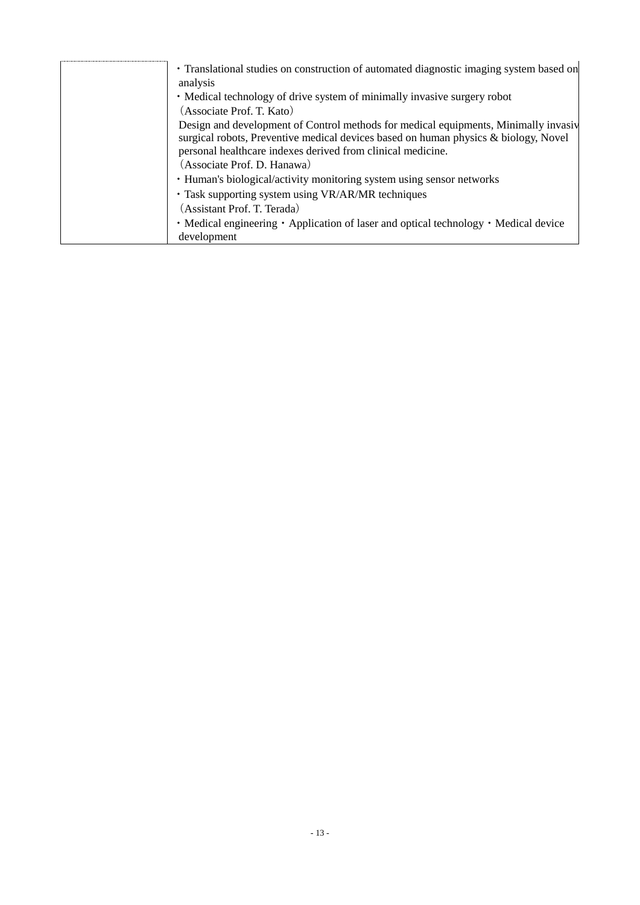| | |
|---|---|
| | ・Translational studies on construction of automated diagnostic imaging system based on analysis<br>・Medical technology of drive system of minimally invasive surgery robot<br>（Associate Prof. T. Kato）<br>Design and development of Control methods for medical equipments, Minimally invasiv surgical robots, Preventive medical devices based on human physics & biology, Novel personal healthcare indexes derived from clinical medicine.<br>（Associate Prof. D. Hanawa）<br>・Human's biological/activity monitoring system using sensor networks<br>・Task supporting system using VR/AR/MR techniques<br>（Assistant Prof. T. Terada）<br>・Medical engineering・Application of laser and optical technology・Medical device development |